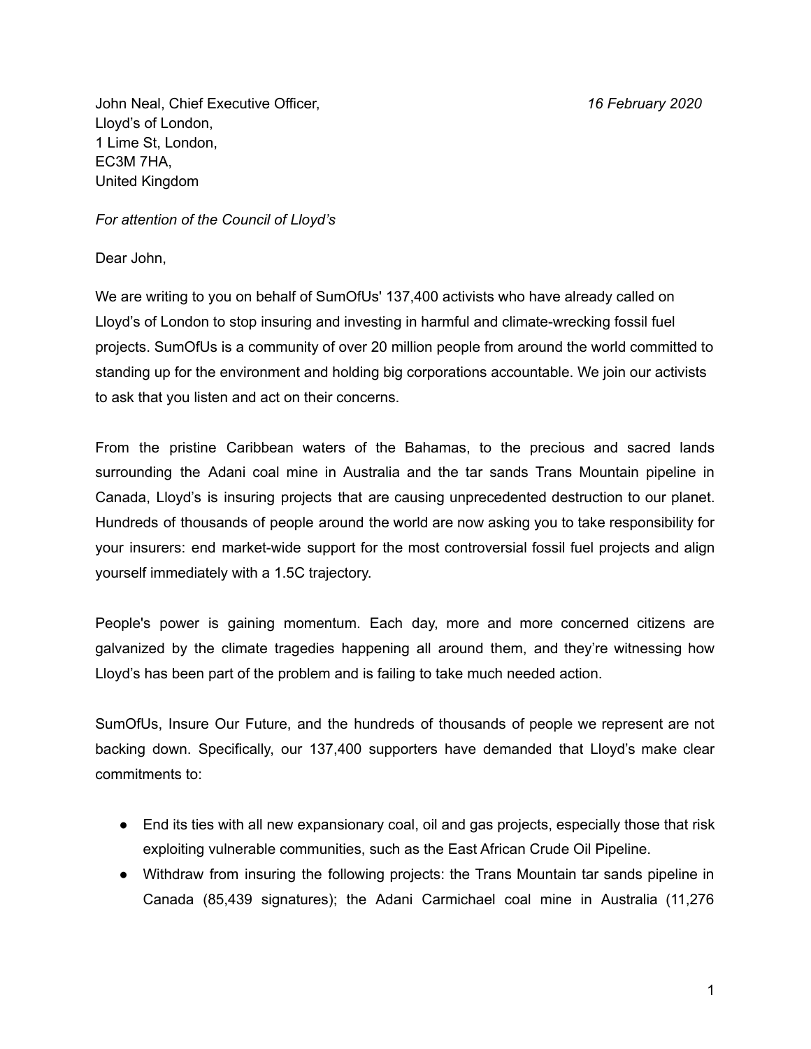John Neal, Chief Executive Officer,
Lloyd's of London,
1 Lime St, London,
EC3M 7HA,
United Kingdom

*16 February 2020*

*For attention of the Council of Lloyd's*

Dear John,

We are writing to you on behalf of SumOfUs' 137,400 activists who have already called on Lloyd's of London to stop insuring and investing in harmful and climate-wrecking fossil fuel projects. SumOfUs is a community of over 20 million people from around the world committed to standing up for the environment and holding big corporations accountable. We join our activists to ask that you listen and act on their concerns.

From the pristine Caribbean waters of the Bahamas, to the precious and sacred lands surrounding the Adani coal mine in Australia and the tar sands Trans Mountain pipeline in Canada, Lloyd's is insuring projects that are causing unprecedented destruction to our planet. Hundreds of thousands of people around the world are now asking you to take responsibility for your insurers: end market-wide support for the most controversial fossil fuel projects and align yourself immediately with a 1.5C trajectory.

People's power is gaining momentum. Each day, more and more concerned citizens are galvanized by the climate tragedies happening all around them, and they're witnessing how Lloyd's has been part of the problem and is failing to take much needed action.

SumOfUs, Insure Our Future, and the hundreds of thousands of people we represent are not backing down. Specifically, our 137,400 supporters have demanded that Lloyd's make clear commitments to:

- End its ties with all new expansionary coal, oil and gas projects, especially those that risk exploiting vulnerable communities, such as the East African Crude Oil Pipeline.
- Withdraw from insuring the following projects: the Trans Mountain tar sands pipeline in Canada (85,439 signatures); the Adani Carmichael coal mine in Australia (11,276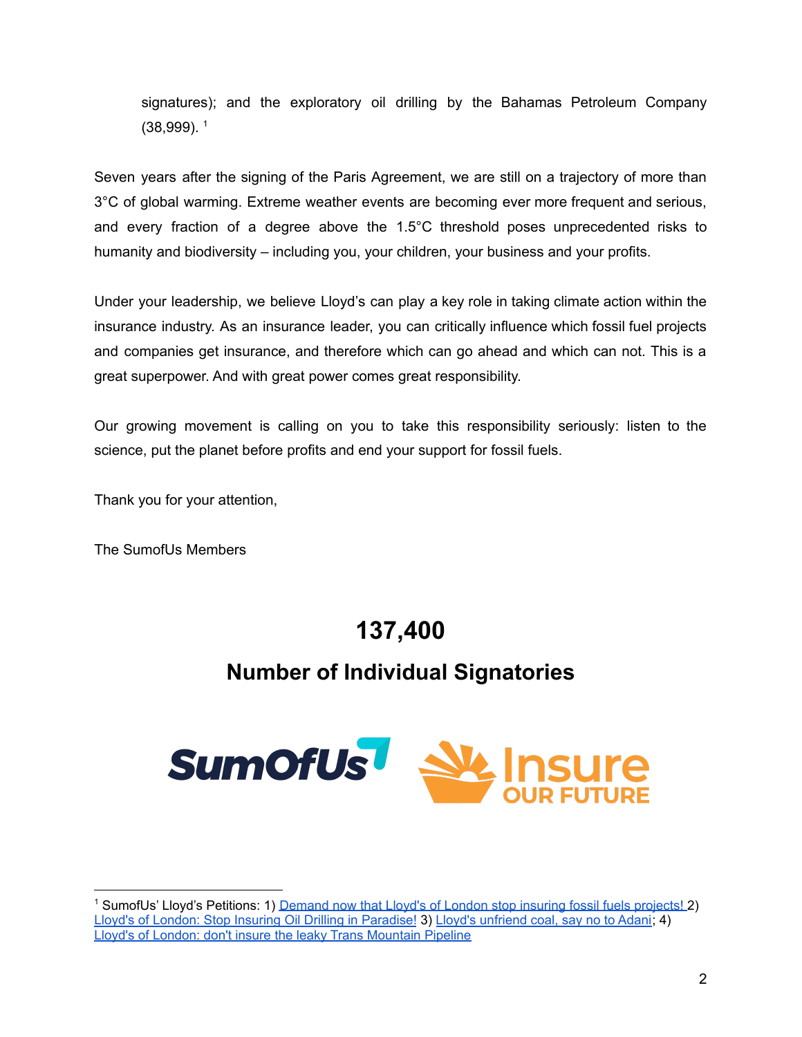signatures); and the exploratory oil drilling by the Bahamas Petroleum Company (38,999). [1]

Seven years after the signing of the Paris Agreement, we are still on a trajectory of more than 3°C of global warming. Extreme weather events are becoming ever more frequent and serious, and every fraction of a degree above the 1.5°C threshold poses unprecedented risks to humanity and biodiversity – including you, your children, your business and your profits.

Under your leadership, we believe Lloyd's can play a key role in taking climate action within the insurance industry. As an insurance leader, you can critically influence which fossil fuel projects and companies get insurance, and therefore which can go ahead and which can not. This is a great superpower. And with great power comes great responsibility.

Our growing movement is calling on you to take this responsibility seriously: listen to the science, put the planet before profits and end your support for fossil fuels.

Thank you for your attention,

The SumofUs Members

## 137,400

## Number of Individual Signatories

SumOfUs

Insure OUR FUTURE

[1] SumofUs' Lloyd's Petitions: 1) Demand now that Lloyd's of London stop insuring fossil fuels projects! 2) Lloyd's of London: Stop Insuring Oil Drilling in Paradise! 3) Lloyd's unfriend coal, say no to Adani; 4) Lloyd's of London: don't insure the leaky Trans Mountain Pipeline